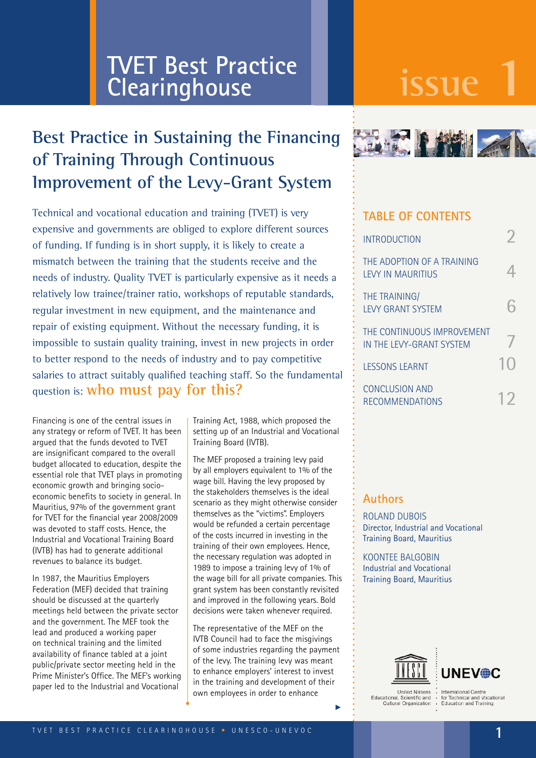# TVET Best Practice Clearinghouse

issue 1

## Best Practice in Sustaining the Financing of Training Through Continuous Improvement of the Levy-Grant System

Technical and vocational education and training (TVET) is very expensive and governments are obliged to explore different sources of funding. If funding is in short supply, it is likely to create a mismatch between the training that the students receive and the needs of industry. Quality TVET is particularly expensive as it needs a relatively low trainee/trainer ratio, workshops of reputable standards, regular investment in new equipment, and the maintenance and repair of existing equipment. Without the necessary funding, it is impossible to sustain quality training, invest in new projects in order to better respond to the needs of industry and to pay competitive salaries to attract suitably qualified teaching staff. So the fundamental question is: **who must pay for this?**

Financing is one of the central issues in any strategy or reform of TVET. It has been argued that the funds devoted to TVET are insignificant compared to the overall budget allocated to education, despite the essential role that TVET plays in promoting economic growth and bringing socio-economic benefits to society in general. In Mauritius, 97% of the government grant for TVET for the financial year 2008/2009 was devoted to staff costs. Hence, the Industrial and Vocational Training Board (IVTB) has had to generate additional revenues to balance its budget.

In 1987, the Mauritius Employers Federation (MEF) decided that training should be discussed at the quarterly meetings held between the private sector and the government. The MEF took the lead and produced a working paper on technical training and the limited availability of finance tabled at a joint public/private sector meeting held in the Prime Minister's Office. The MEF's working paper led to the Industrial and Vocational Training Act, 1988, which proposed the setting up of an Industrial and Vocational Training Board (IVTB).

The MEF proposed a training levy paid by all employers equivalent to 1% of the wage bill. Having the levy proposed by the stakeholders themselves is the ideal scenario as they might otherwise consider themselves as the "victims". Employers would be refunded a certain percentage of the costs incurred in investing in the training of their own employees. Hence, the necessary regulation was adopted in 1989 to impose a training levy of 1% of the wage bill for all private companies. This grant system has been constantly revisited and improved in the following years. Bold decisions were taken whenever required.

The representative of the MEF on the IVTB Council had to face the misgivings of some industries regarding the payment of the levy. The training levy was meant to enhance employers' interest to invest in the training and development of their own employees in order to enhance

### TABLE OF CONTENTS

| | |
|---|---|
| INTRODUCTION | 2 |
| THE ADOPTION OF A TRAINING LEVY IN MAURITIUS | 4 |
| THE TRAINING/ LEVY GRANT SYSTEM | 6 |
| THE CONTINUOUS IMPROVEMENT IN THE LEVY-GRANT SYSTEM | 7 |
| LESSONS LEARNT | 10 |
| CONCLUSION AND RECOMMENDATIONS | 12 |

### Authors

ROLAND DUBOIS
Director, Industrial and Vocational Training Board, Mauritius

KOONTEE BALGOBIN
Industrial and Vocational Training Board, Mauritius

United Nations Educational, Scientific and Cultural Organization

UNEVOC International Centre for Technical and Vocational Education and Training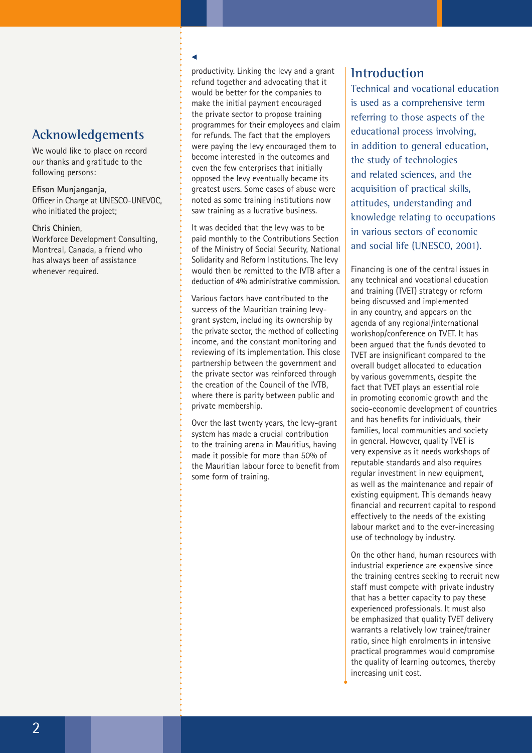## Acknowledgements

We would like to place on record our thanks and gratitude to the following persons:

**Efison Munjanganja**,
Officer in Charge at UNESCO-UNEVOC, who initiated the project;

**Chris Chinien**,
Workforce Development Consulting, Montreal, Canada, a friend who has always been of assistance whenever required.

productivity. Linking the levy and a grant refund together and advocating that it would be better for the companies to make the initial payment encouraged the private sector to propose training programmes for their employees and claim for refunds. The fact that the employers were paying the levy encouraged them to become interested in the outcomes and even the few enterprises that initially opposed the levy eventually became its greatest users. Some cases of abuse were noted as some training institutions now saw training as a lucrative business.

It was decided that the levy was to be paid monthly to the Contributions Section of the Ministry of Social Security, National Solidarity and Reform Institutions. The levy would then be remitted to the IVTB after a deduction of 4% administrative commission.

Various factors have contributed to the success of the Mauritian training levy-grant system, including its ownership by the private sector, the method of collecting income, and the constant monitoring and reviewing of its implementation. This close partnership between the government and the private sector was reinforced through the creation of the Council of the IVTB, where there is parity between public and private membership.

Over the last twenty years, the levy-grant system has made a crucial contribution to the training arena in Mauritius, having made it possible for more than 50% of the Mauritian labour force to benefit from some form of training.

## Introduction

Technical and vocational education is used as a comprehensive term referring to those aspects of the educational process involving, in addition to general education, the study of technologies and related sciences, and the acquisition of practical skills, attitudes, understanding and knowledge relating to occupations in various sectors of economic and social life (UNESCO, 2001).

Financing is one of the central issues in any technical and vocational education and training (TVET) strategy or reform being discussed and implemented in any country, and appears on the agenda of any regional/international workshop/conference on TVET. It has been argued that the funds devoted to TVET are insignificant compared to the overall budget allocated to education by various governments, despite the fact that TVET plays an essential role in promoting economic growth and the socio-economic development of countries and has benefits for individuals, their families, local communities and society in general. However, quality TVET is very expensive as it needs workshops of reputable standards and also requires regular investment in new equipment, as well as the maintenance and repair of existing equipment. This demands heavy financial and recurrent capital to respond effectively to the needs of the existing labour market and to the ever-increasing use of technology by industry.

On the other hand, human resources with industrial experience are expensive since the training centres seeking to recruit new staff must compete with private industry that has a better capacity to pay these experienced professionals. It must also be emphasized that quality TVET delivery warrants a relatively low trainee/trainer ratio, since high enrolments in intensive practical programmes would compromise the quality of learning outcomes, thereby increasing unit cost.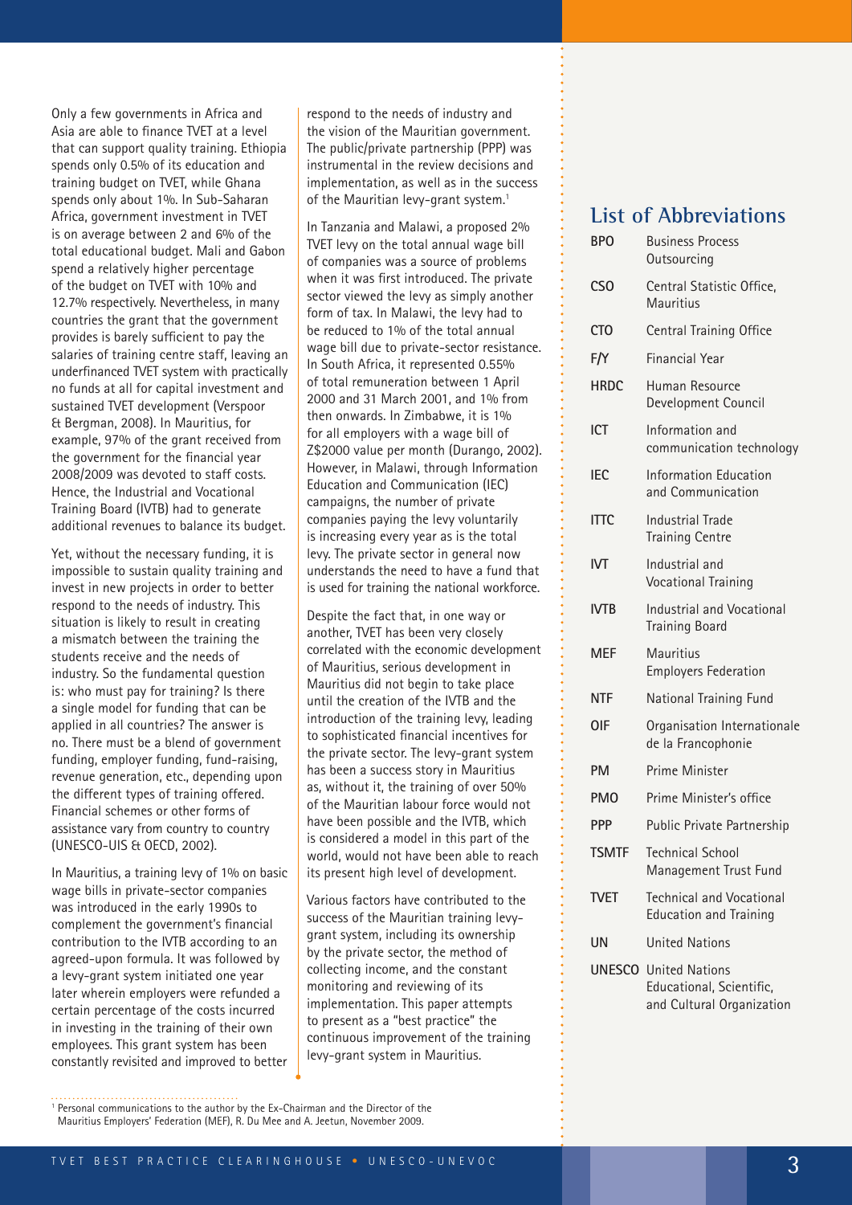Only a few governments in Africa and Asia are able to finance TVET at a level that can support quality training. Ethiopia spends only 0.5% of its education and training budget on TVET, while Ghana spends only about 1%. In Sub-Saharan Africa, government investment in TVET is on average between 2 and 6% of the total educational budget. Mali and Gabon spend a relatively higher percentage of the budget on TVET with 10% and 12.7% respectively. Nevertheless, in many countries the grant that the government provides is barely sufficient to pay the salaries of training centre staff, leaving an underfinanced TVET system with practically no funds at all for capital investment and sustained TVET development (Verspoor & Bergman, 2008). In Mauritius, for example, 97% of the grant received from the government for the financial year 2008/2009 was devoted to staff costs. Hence, the Industrial and Vocational Training Board (IVTB) had to generate additional revenues to balance its budget.

Yet, without the necessary funding, it is impossible to sustain quality training and invest in new projects in order to better respond to the needs of industry. This situation is likely to result in creating a mismatch between the training the students receive and the needs of industry. So the fundamental question is: who must pay for training? Is there a single model for funding that can be applied in all countries? The answer is no. There must be a blend of government funding, employer funding, fund-raising, revenue generation, etc., depending upon the different types of training offered. Financial schemes or other forms of assistance vary from country to country (UNESCO-UIS & OECD, 2002).

In Mauritius, a training levy of 1% on basic wage bills in private-sector companies was introduced in the early 1990s to complement the government's financial contribution to the IVTB according to an agreed-upon formula. It was followed by a levy-grant system initiated one year later wherein employers were refunded a certain percentage of the costs incurred in investing in the training of their own employees. This grant system has been constantly revisited and improved to better respond to the needs of industry and the vision of the Mauritian government. The public/private partnership (PPP) was instrumental in the review decisions and implementation, as well as in the success of the Mauritian levy-grant system.[1]

In Tanzania and Malawi, a proposed 2% TVET levy on the total annual wage bill of companies was a source of problems when it was first introduced. The private sector viewed the levy as simply another form of tax. In Malawi, the levy had to be reduced to 1% of the total annual wage bill due to private-sector resistance. In South Africa, it represented 0.55% of total remuneration between 1 April 2000 and 31 March 2001, and 1% from then onwards. In Zimbabwe, it is 1% for all employers with a wage bill of Z$2000 value per month (Durango, 2002). However, in Malawi, through Information Education and Communication (IEC) campaigns, the number of private companies paying the levy voluntarily is increasing every year as is the total levy. The private sector in general now understands the need to have a fund that is used for training the national workforce.

Despite the fact that, in one way or another, TVET has been very closely correlated with the economic development of Mauritius, serious development in Mauritius did not begin to take place until the creation of the IVTB and the introduction of the training levy, leading to sophisticated financial incentives for the private sector. The levy-grant system has been a success story in Mauritius as, without it, the training of over 50% of the Mauritian labour force would not have been possible and the IVTB, which is considered a model in this part of the world, would not have been able to reach its present high level of development.

Various factors have contributed to the success of the Mauritian training levy-grant system, including its ownership by the private sector, the method of collecting income, and the constant monitoring and reviewing of its implementation. This paper attempts to present as a "best practice" the continuous improvement of the training levy-grant system in Mauritius.

[1] Personal communications to the author by the Ex-Chairman and the Director of the Mauritius Employers' Federation (MEF), R. Du Mee and A. Jeetun, November 2009.

## List of Abbreviations

| | |
|---|---|
| **BPO** | Business Process Outsourcing |
| **CSO** | Central Statistic Office, Mauritius |
| **CTO** | Central Training Office |
| **F/Y** | Financial Year |
| **HRDC** | Human Resource Development Council |
| **ICT** | Information and communication technology |
| **IEC** | Information Education and Communication |
| **ITTC** | Industrial Trade Training Centre |
| **IVT** | Industrial and Vocational Training |
| **IVTB** | Industrial and Vocational Training Board |
| **MEF** | Mauritius Employers Federation |
| **NTF** | National Training Fund |
| **OIF** | Organisation Internationale de la Francophonie |
| **PM** | Prime Minister |
| **PMO** | Prime Minister's office |
| **PPP** | Public Private Partnership |
| **TSMTF** | Technical School Management Trust Fund |
| **TVET** | Technical and Vocational Education and Training |
| **UN** | United Nations |
| **UNESCO** | United Nations Educational, Scientific, and Cultural Organization |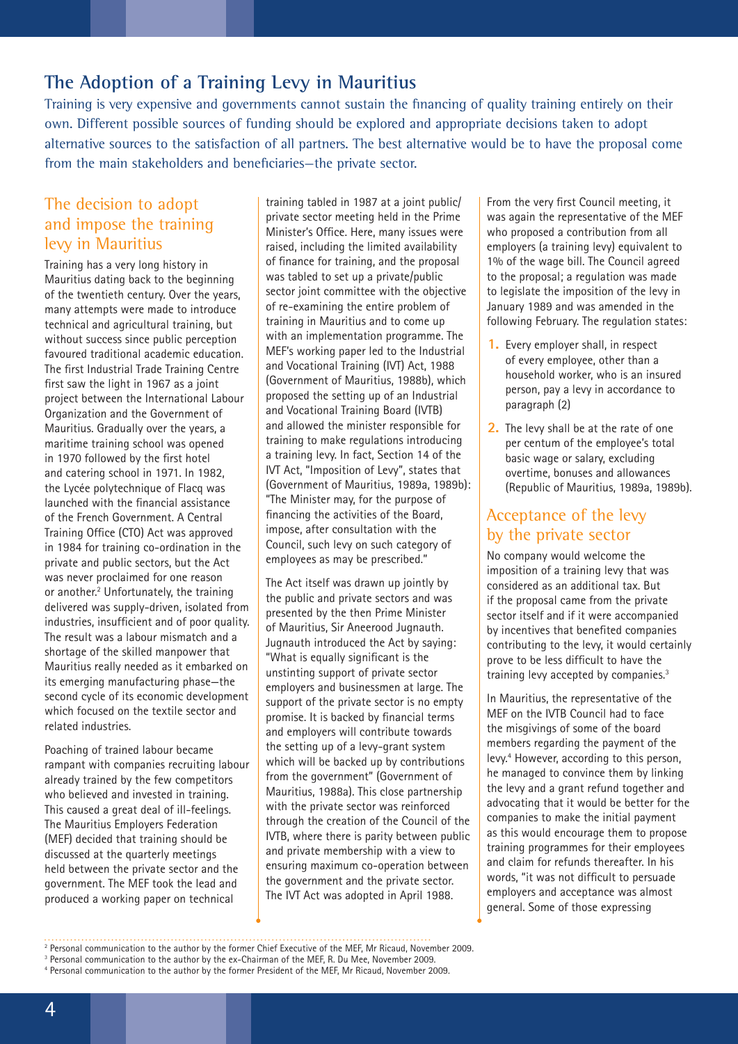## The Adoption of a Training Levy in Mauritius

Training is very expensive and governments cannot sustain the financing of quality training entirely on their own. Different possible sources of funding should be explored and appropriate decisions taken to adopt alternative sources to the satisfaction of all partners. The best alternative would be to have the proposal come from the main stakeholders and beneficiaries—the private sector.

### The decision to adopt and impose the training levy in Mauritius

Training has a very long history in Mauritius dating back to the beginning of the twentieth century. Over the years, many attempts were made to introduce technical and agricultural training, but without success since public perception favoured traditional academic education. The first Industrial Trade Training Centre first saw the light in 1967 as a joint project between the International Labour Organization and the Government of Mauritius. Gradually over the years, a maritime training school was opened in 1970 followed by the first hotel and catering school in 1971. In 1982, the Lycée polytechnique of Flacq was launched with the financial assistance of the French Government. A Central Training Office (CTO) Act was approved in 1984 for training co-ordination in the private and public sectors, but the Act was never proclaimed for one reason or another.[2] Unfortunately, the training delivered was supply-driven, isolated from industries, insufficient and of poor quality. The result was a labour mismatch and a shortage of the skilled manpower that Mauritius really needed as it embarked on its emerging manufacturing phase—the second cycle of its economic development which focused on the textile sector and related industries.

Poaching of trained labour became rampant with companies recruiting labour already trained by the few competitors who believed and invested in training. This caused a great deal of ill-feelings. The Mauritius Employers Federation (MEF) decided that training should be discussed at the quarterly meetings held between the private sector and the government. The MEF took the lead and produced a working paper on technical training tabled in 1987 at a joint public/private sector meeting held in the Prime Minister's Office. Here, many issues were raised, including the limited availability of finance for training, and the proposal was tabled to set up a private/public sector joint committee with the objective of re-examining the entire problem of training in Mauritius and to come up with an implementation programme. The MEF's working paper led to the Industrial and Vocational Training (IVT) Act, 1988 (Government of Mauritius, 1988b), which proposed the setting up of an Industrial and Vocational Training Board (IVTB) and allowed the minister responsible for training to make regulations introducing a training levy. In fact, Section 14 of the IVT Act, "Imposition of Levy", states that (Government of Mauritius, 1989a, 1989b): "The Minister may, for the purpose of financing the activities of the Board, impose, after consultation with the Council, such levy on such category of employees as may be prescribed."

The Act itself was drawn up jointly by the public and private sectors and was presented by the then Prime Minister of Mauritius, Sir Aneerood Jugnauth. Jugnauth introduced the Act by saying: "What is equally significant is the unstinting support of private sector employers and businessmen at large. The support of the private sector is no empty promise. It is backed by financial terms and employers will contribute towards the setting up of a levy-grant system which will be backed up by contributions from the government" (Government of Mauritius, 1988a). This close partnership with the private sector was reinforced through the creation of the Council of the IVTB, where there is parity between public and private membership with a view to ensuring maximum co-operation between the government and the private sector. The IVT Act was adopted in April 1988.

From the very first Council meeting, it was again the representative of the MEF who proposed a contribution from all employers (a training levy) equivalent to 1% of the wage bill. The Council agreed to the proposal; a regulation was made to legislate the imposition of the levy in January 1989 and was amended in the following February. The regulation states:

1. Every employer shall, in respect of every employee, other than a household worker, who is an insured person, pay a levy in accordance to paragraph (2)
2. The levy shall be at the rate of one per centum of the employee's total basic wage or salary, excluding overtime, bonuses and allowances (Republic of Mauritius, 1989a, 1989b).

### Acceptance of the levy by the private sector

No company would welcome the imposition of a training levy that was considered as an additional tax. But if the proposal came from the private sector itself and if it were accompanied by incentives that benefited companies contributing to the levy, it would certainly prove to be less difficult to have the training levy accepted by companies.[3]

In Mauritius, the representative of the MEF on the IVTB Council had to face the misgivings of some of the board members regarding the payment of the levy.[4] However, according to this person, he managed to convince them by linking the levy and a grant refund together and advocating that it would be better for the companies to make the initial payment as this would encourage them to propose training programmes for their employees and claim for refunds thereafter. In his words, "it was not difficult to persuade employers and acceptance was almost general. Some of those expressing

---

[2] Personal communication to the author by the former Chief Executive of the MEF, Mr Ricaud, November 2009.

[3] Personal communication to the author by the ex-Chairman of the MEF, R. Du Mee, November 2009.

[4] Personal communication to the author by the former President of the MEF, Mr Ricaud, November 2009.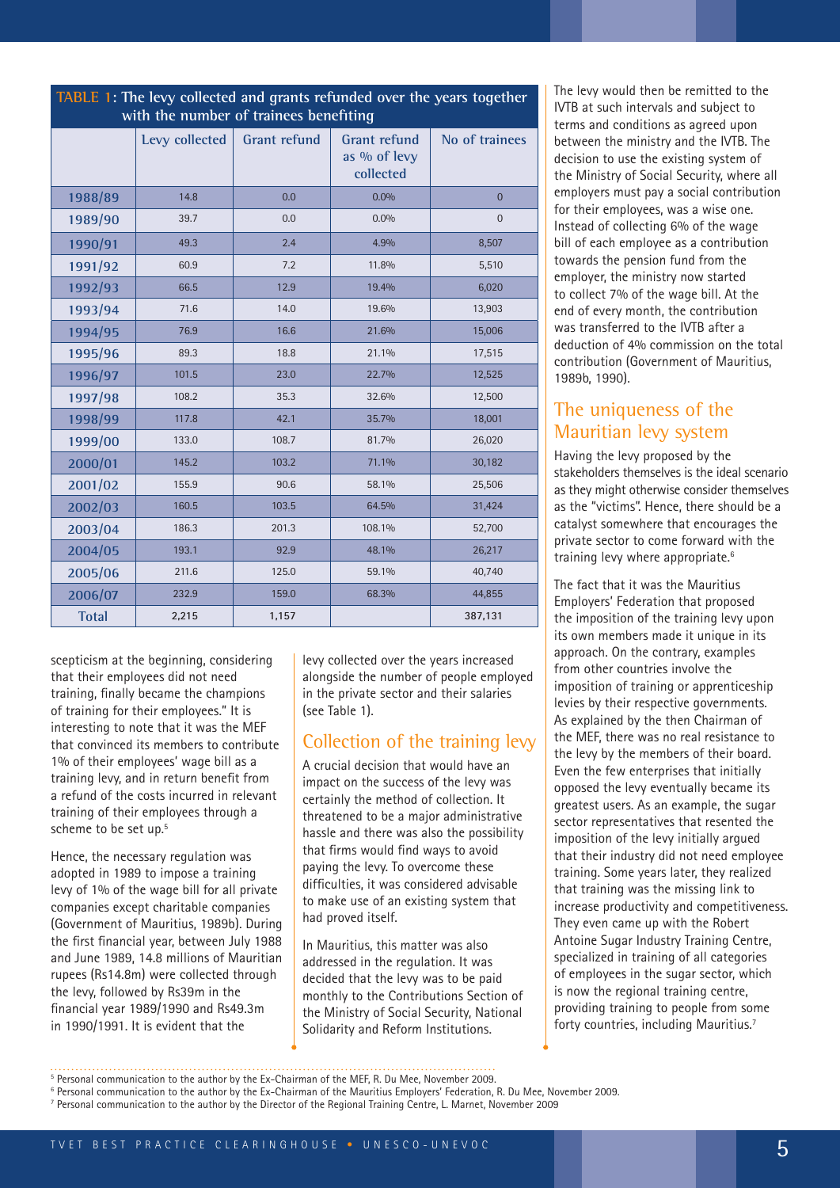**TABLE 1: The levy collected and grants refunded over the years together with the number of trainees benefiting**

| | Levy collected | Grant refund | Grant refund as % of levy collected | No of trainees |
|---|---|---|---|---|
| 1988/89 | 14.8 | 0.0 | 0.0% | 0 |
| 1989/90 | 39.7 | 0.0 | 0.0% | 0 |
| 1990/91 | 49.3 | 2.4 | 4.9% | 8,507 |
| 1991/92 | 60.9 | 7.2 | 11.8% | 5,510 |
| 1992/93 | 66.5 | 12.9 | 19.4% | 6,020 |
| 1993/94 | 71.6 | 14.0 | 19.6% | 13,903 |
| 1994/95 | 76.9 | 16.6 | 21.6% | 15,006 |
| 1995/96 | 89.3 | 18.8 | 21.1% | 17,515 |
| 1996/97 | 101.5 | 23.0 | 22.7% | 12,525 |
| 1997/98 | 108.2 | 35.3 | 32.6% | 12,500 |
| 1998/99 | 117.8 | 42.1 | 35.7% | 18,001 |
| 1999/00 | 133.0 | 108.7 | 81.7% | 26,020 |
| 2000/01 | 145.2 | 103.2 | 71.1% | 30,182 |
| 2001/02 | 155.9 | 90.6 | 58.1% | 25,506 |
| 2002/03 | 160.5 | 103.5 | 64.5% | 31,424 |
| 2003/04 | 186.3 | 201.3 | 108.1% | 52,700 |
| 2004/05 | 193.1 | 92.9 | 48.1% | 26,217 |
| 2005/06 | 211.6 | 125.0 | 59.1% | 40,740 |
| 2006/07 | 232.9 | 159.0 | 68.3% | 44,855 |
| Total | 2,215 | 1,157 | | 387,131 |

scepticism at the beginning, considering that their employees did not need training, finally became the champions of training for their employees." It is interesting to note that it was the MEF that convinced its members to contribute 1% of their employees' wage bill as a training levy, and in return benefit from a refund of the costs incurred in relevant training of their employees through a scheme to be set up.[5]

Hence, the necessary regulation was adopted in 1989 to impose a training levy of 1% of the wage bill for all private companies except charitable companies (Government of Mauritius, 1989b). During the first financial year, between July 1988 and June 1989, 14.8 millions of Mauritian rupees (Rs14.8m) were collected through the levy, followed by Rs39m in the financial year 1989/1990 and Rs49.3m in 1990/1991. It is evident that the levy collected over the years increased alongside the number of people employed in the private sector and their salaries (see Table 1).

## Collection of the training levy

A crucial decision that would have an impact on the success of the levy was certainly the method of collection. It threatened to be a major administrative hassle and there was also the possibility that firms would find ways to avoid paying the levy. To overcome these difficulties, it was considered advisable to make use of an existing system that had proved itself.

In Mauritius, this matter was also addressed in the regulation. It was decided that the levy was to be paid monthly to the Contributions Section of the Ministry of Social Security, National Solidarity and Reform Institutions. The levy would then be remitted to the IVTB at such intervals and subject to terms and conditions as agreed upon between the ministry and the IVTB. The decision to use the existing system of the Ministry of Social Security, where all employers must pay a social contribution for their employees, was a wise one. Instead of collecting 6% of the wage bill of each employee as a contribution towards the pension fund from the employer, the ministry now started to collect 7% of the wage bill. At the end of every month, the contribution was transferred to the IVTB after a deduction of 4% commission on the total contribution (Government of Mauritius, 1989b, 1990).

## The uniqueness of the Mauritian levy system

Having the levy proposed by the stakeholders themselves is the ideal scenario as they might otherwise consider themselves as the "victims". Hence, there should be a catalyst somewhere that encourages the private sector to come forward with the training levy where appropriate.[6]

The fact that it was the Mauritius Employers' Federation that proposed the imposition of the training levy upon its own members made it unique in its approach. On the contrary, examples from other countries involve the imposition of training or apprenticeship levies by their respective governments. As explained by the then Chairman of the MEF, there was no real resistance to the levy by the members of their board. Even the few enterprises that initially opposed the levy eventually became its greatest users. As an example, the sugar sector representatives that resented the imposition of the levy initially argued that their industry did not need employee training. Some years later, they realized that training was the missing link to increase productivity and competitiveness. They even came up with the Robert Antoine Sugar Industry Training Centre, specialized in training of all categories of employees in the sugar sector, which is now the regional training centre, providing training to people from some forty countries, including Mauritius.[7]

---

[5] Personal communication to the author by the Ex-Chairman of the MEF, R. Du Mee, November 2009.

[6] Personal communication to the author by the Ex-Chairman of the Mauritius Employers' Federation, R. Du Mee, November 2009.

[7] Personal communication to the author by the Director of the Regional Training Centre, L. Marnet, November 2009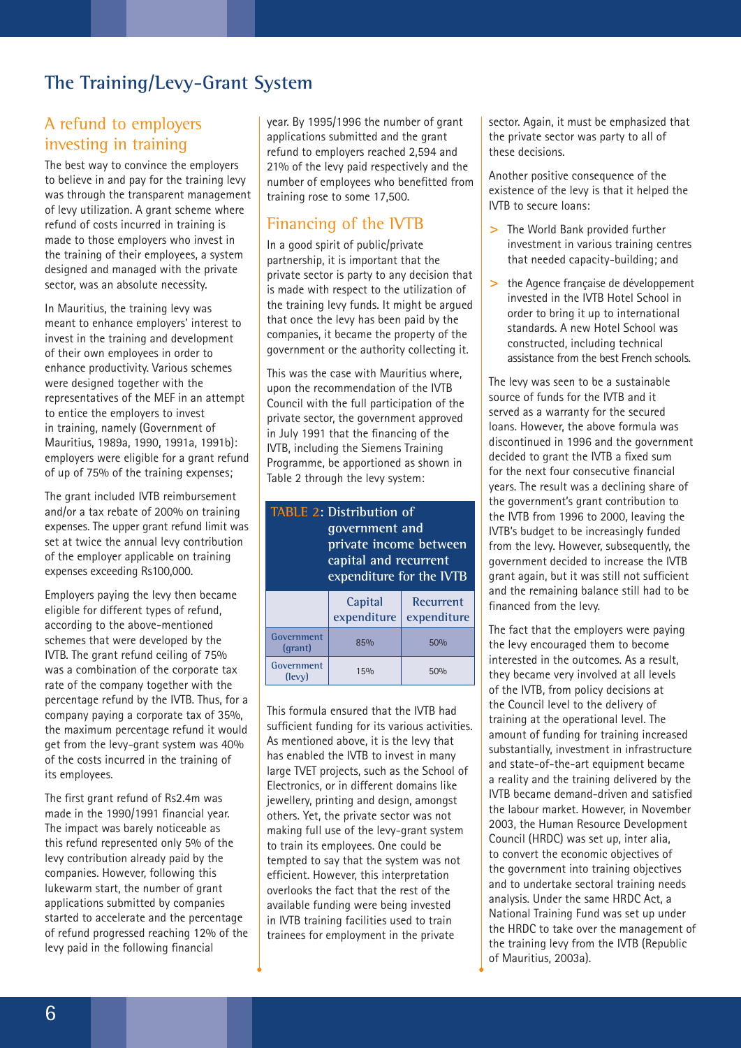# The Training/Levy-Grant System

## A refund to employers investing in training

The best way to convince the employers to believe in and pay for the training levy was through the transparent management of levy utilization. A grant scheme where refund of costs incurred in training is made to those employers who invest in the training of their employees, a system designed and managed with the private sector, was an absolute necessity.

In Mauritius, the training levy was meant to enhance employers' interest to invest in the training and development of their own employees in order to enhance productivity. Various schemes were designed together with the representatives of the MEF in an attempt to entice the employers to invest in training, namely (Government of Mauritius, 1989a, 1990, 1991a, 1991b): employers were eligible for a grant refund of up of 75% of the training expenses;

The grant included IVTB reimbursement and/or a tax rebate of 200% on training expenses. The upper grant refund limit was set at twice the annual levy contribution of the employer applicable on training expenses exceeding Rs100,000.

Employers paying the levy then became eligible for different types of refund, according to the above-mentioned schemes that were developed by the IVTB. The grant refund ceiling of 75% was a combination of the corporate tax rate of the company together with the percentage refund by the IVTB. Thus, for a company paying a corporate tax of 35%, the maximum percentage refund it would get from the levy-grant system was 40% of the costs incurred in the training of its employees.

The first grant refund of Rs2.4m was made in the 1990/1991 financial year. The impact was barely noticeable as this refund represented only 5% of the levy contribution already paid by the companies. However, following this lukewarm start, the number of grant applications submitted by companies started to accelerate and the percentage of refund progressed reaching 12% of the levy paid in the following financial year. By 1995/1996 the number of grant applications submitted and the grant refund to employers reached 2,594 and 21% of the levy paid respectively and the number of employees who benefitted from training rose to some 17,500.

## Financing of the IVTB

In a good spirit of public/private partnership, it is important that the private sector is party to any decision that is made with respect to the utilization of the training levy funds. It might be argued that once the levy has been paid by the companies, it became the property of the government or the authority collecting it.

This was the case with Mauritius where, upon the recommendation of the IVTB Council with the full participation of the private sector, the government approved in July 1991 that the financing of the IVTB, including the Siemens Training Programme, be apportioned as shown in Table 2 through the levy system:

**TABLE 2: Distribution of government and private income between capital and recurrent expenditure for the IVTB**

| | Capital expenditure | Recurrent expenditure |
|---|---|---|
| Government (grant) | 85% | 50% |
| Government (levy) | 15% | 50% |

This formula ensured that the IVTB had sufficient funding for its various activities. As mentioned above, it is the levy that has enabled the IVTB to invest in many large TVET projects, such as the School of Electronics, or in different domains like jewellery, printing and design, amongst others. Yet, the private sector was not making full use of the levy-grant system to train its employees. One could be tempted to say that the system was not efficient. However, this interpretation overlooks the fact that the rest of the available funding were being invested in IVTB training facilities used to train trainees for employment in the private sector. Again, it must be emphasized that the private sector was party to all of these decisions.

Another positive consequence of the existence of the levy is that it helped the IVTB to secure loans:

- The World Bank provided further investment in various training centres that needed capacity-building; and
- the Agence française de développement invested in the IVTB Hotel School in order to bring it up to international standards. A new Hotel School was constructed, including technical assistance from the best French schools.

The levy was seen to be a sustainable source of funds for the IVTB and it served as a warranty for the secured loans. However, the above formula was discontinued in 1996 and the government decided to grant the IVTB a fixed sum for the next four consecutive financial years. The result was a declining share of the government's grant contribution to the IVTB from 1996 to 2000, leaving the IVTB's budget to be increasingly funded from the levy. However, subsequently, the government decided to increase the IVTB grant again, but it was still not sufficient and the remaining balance still had to be financed from the levy.

The fact that the employers were paying the levy encouraged them to become interested in the outcomes. As a result, they became very involved at all levels of the IVTB, from policy decisions at the Council level to the delivery of training at the operational level. The amount of funding for training increased substantially, investment in infrastructure and state-of-the-art equipment became a reality and the training delivered by the IVTB became demand-driven and satisfied the labour market. However, in November 2003, the Human Resource Development Council (HRDC) was set up, inter alia, to convert the economic objectives of the government into training objectives and to undertake sectoral training needs analysis. Under the same HRDC Act, a National Training Fund was set up under the HRDC to take over the management of the training levy from the IVTB (Republic of Mauritius, 2003a).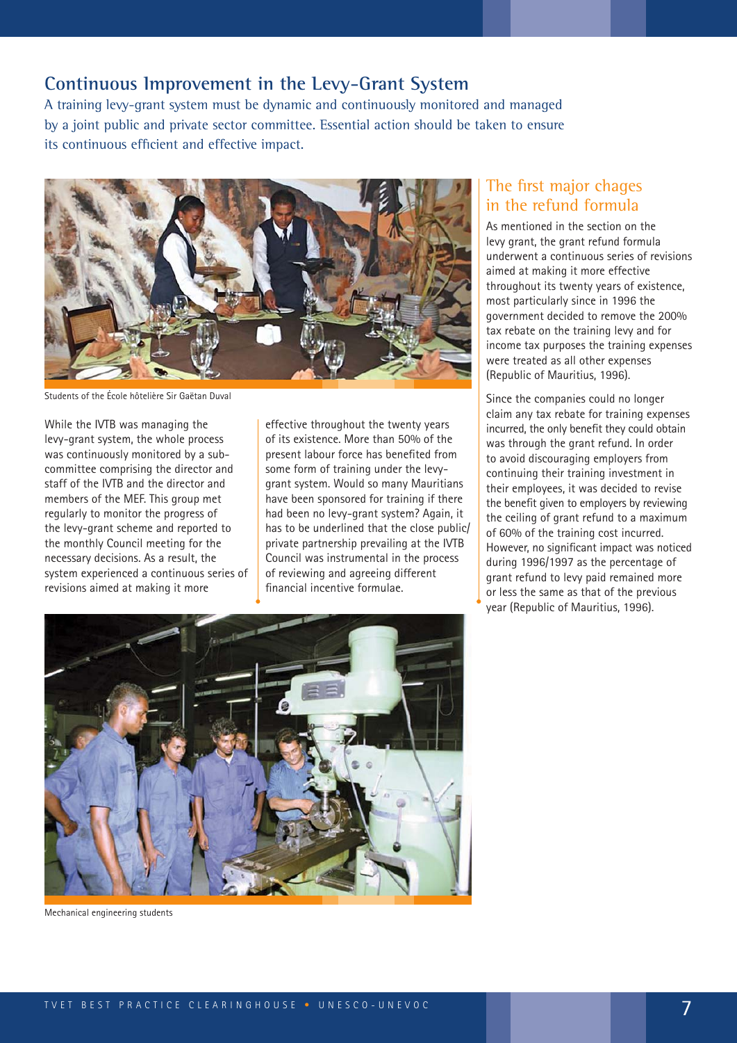## Continuous Improvement in the Levy-Grant System

A training levy-grant system must be dynamic and continuously monitored and managed by a joint public and private sector committee. Essential action should be taken to ensure its continuous efficient and effective impact.

Students of the École hôtelière Sir Gaëtan Duval

While the IVTB was managing the levy-grant system, the whole process was continuously monitored by a sub-committee comprising the director and staff of the IVTB and the director and members of the MEF. This group met regularly to monitor the progress of the levy-grant scheme and reported to the monthly Council meeting for the necessary decisions. As a result, the system experienced a continuous series of revisions aimed at making it more effective throughout the twenty years of its existence. More than 50% of the present labour force has benefited from some form of training under the levy-grant system. Would so many Mauritians have been sponsored for training if there had been no levy-grant system? Again, it has to be underlined that the close public/private partnership prevailing at the IVTB Council was instrumental in the process of reviewing and agreeing different financial incentive formulae.

Mechanical engineering students

### The first major chages in the refund formula

As mentioned in the section on the levy grant, the grant refund formula underwent a continuous series of revisions aimed at making it more effective throughout its twenty years of existence, most particularly since in 1996 the government decided to remove the 200% tax rebate on the training levy and for income tax purposes the training expenses were treated as all other expenses (Republic of Mauritius, 1996).

Since the companies could no longer claim any tax rebate for training expenses incurred, the only benefit they could obtain was through the grant refund. In order to avoid discouraging employers from continuing their training investment in their employees, it was decided to revise the benefit given to employers by reviewing the ceiling of grant refund to a maximum of 60% of the training cost incurred. However, no significant impact was noticed during 1996/1997 as the percentage of grant refund to levy paid remained more or less the same as that of the previous year (Republic of Mauritius, 1996).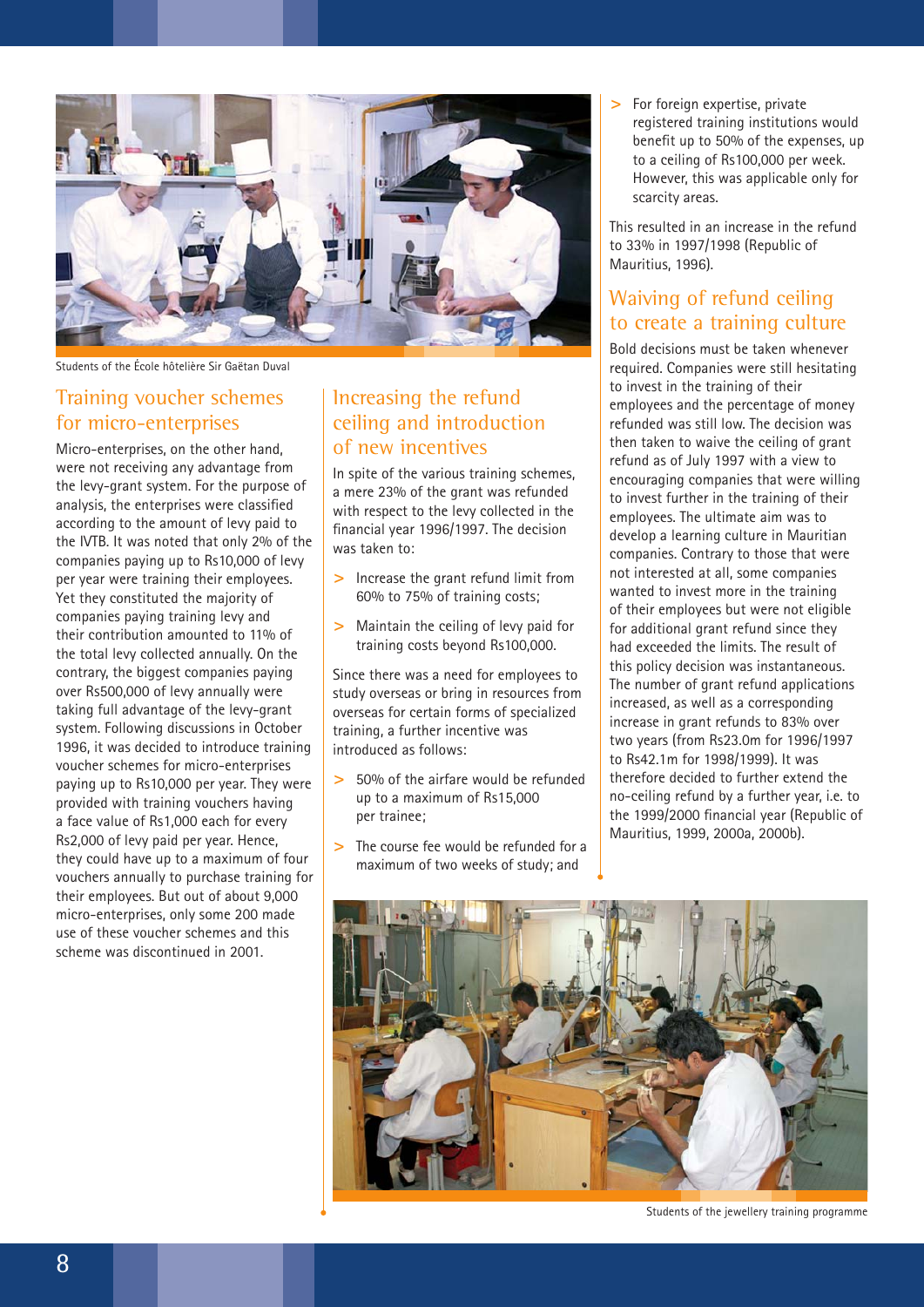Students of the École hôtelière Sir Gaëtan Duval

## Training voucher schemes for micro-enterprises

Micro-enterprises, on the other hand, were not receiving any advantage from the levy-grant system. For the purpose of analysis, the enterprises were classified according to the amount of levy paid to the IVTB. It was noted that only 2% of the companies paying up to Rs10,000 of levy per year were training their employees. Yet they constituted the majority of companies paying training levy and their contribution amounted to 11% of the total levy collected annually. On the contrary, the biggest companies paying over Rs500,000 of levy annually were taking full advantage of the levy-grant system. Following discussions in October 1996, it was decided to introduce training voucher schemes for micro-enterprises paying up to Rs10,000 per year. They were provided with training vouchers having a face value of Rs1,000 each for every Rs2,000 of levy paid per year. Hence, they could have up to a maximum of four vouchers annually to purchase training for their employees. But out of about 9,000 micro-enterprises, only some 200 made use of these voucher schemes and this scheme was discontinued in 2001.

## Increasing the refund ceiling and introduction of new incentives

In spite of the various training schemes, a mere 23% of the grant was refunded with respect to the levy collected in the financial year 1996/1997. The decision was taken to:

- Increase the grant refund limit from 60% to 75% of training costs;
- Maintain the ceiling of levy paid for training costs beyond Rs100,000.

Since there was a need for employees to study overseas or bring in resources from overseas for certain forms of specialized training, a further incentive was introduced as follows:

- 50% of the airfare would be refunded up to a maximum of Rs15,000 per trainee;
- The course fee would be refunded for a maximum of two weeks of study; and
- For foreign expertise, private registered training institutions would benefit up to 50% of the expenses, up to a ceiling of Rs100,000 per week. However, this was applicable only for scarcity areas.

This resulted in an increase in the refund to 33% in 1997/1998 (Republic of Mauritius, 1996).

## Waiving of refund ceiling to create a training culture

Bold decisions must be taken whenever required. Companies were still hesitating to invest in the training of their employees and the percentage of money refunded was still low. The decision was then taken to waive the ceiling of grant refund as of July 1997 with a view to encouraging companies that were willing to invest further in the training of their employees. The ultimate aim was to develop a learning culture in Mauritian companies. Contrary to those that were not interested at all, some companies wanted to invest more in the training of their employees but were not eligible for additional grant refund since they had exceeded the limits. The result of this policy decision was instantaneous. The number of grant refund applications increased, as well as a corresponding increase in grant refunds to 83% over two years (from Rs23.0m for 1996/1997 to Rs42.1m for 1998/1999). It was therefore decided to further extend the no-ceiling refund by a further year, i.e. to the 1999/2000 financial year (Republic of Mauritius, 1999, 2000a, 2000b).

Students of the jewellery training programme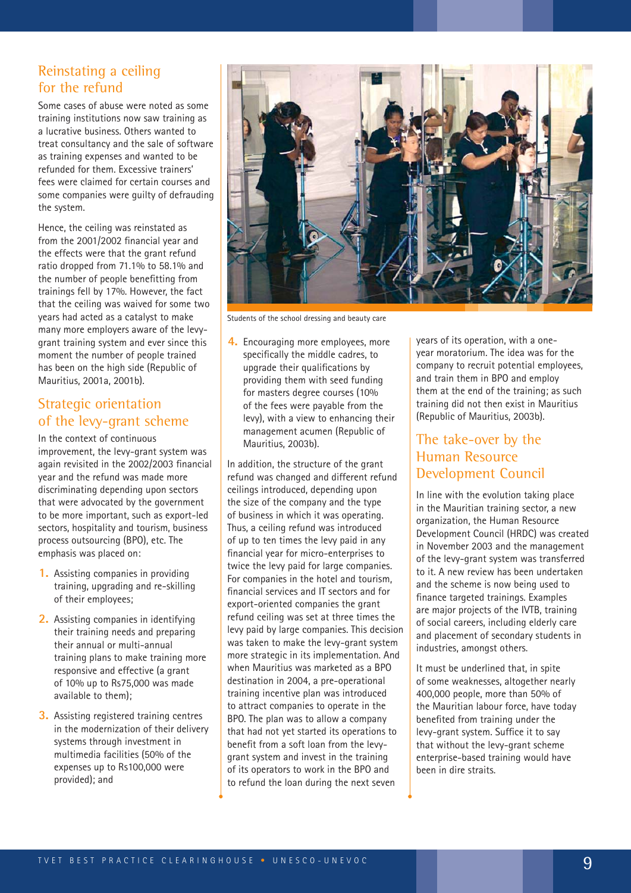## Reinstating a ceiling for the refund

Some cases of abuse were noted as some training institutions now saw training as a lucrative business. Others wanted to treat consultancy and the sale of software as training expenses and wanted to be refunded for them. Excessive trainers' fees were claimed for certain courses and some companies were guilty of defrauding the system.

Hence, the ceiling was reinstated as from the 2001/2002 financial year and the effects were that the grant refund ratio dropped from 71.1% to 58.1% and the number of people benefitting from trainings fell by 17%. However, the fact that the ceiling was waived for some two years had acted as a catalyst to make many more employers aware of the levy-grant training system and ever since this moment the number of people trained has been on the high side (Republic of Mauritius, 2001a, 2001b).

## Strategic orientation of the levy-grant scheme

In the context of continuous improvement, the levy-grant system was again revisited in the 2002/2003 financial year and the refund was made more discriminating depending upon sectors that were advocated by the government to be more important, such as export-led sectors, hospitality and tourism, business process outsourcing (BPO), etc. The emphasis was placed on:

1. Assisting companies in providing training, upgrading and re-skilling of their employees;
2. Assisting companies in identifying their training needs and preparing their annual or multi-annual training plans to make training more responsive and effective (a grant of 10% up to Rs75,000 was made available to them);
3. Assisting registered training centres in the modernization of their delivery systems through investment in multimedia facilities (50% of the expenses up to Rs100,000 were provided); and
4. Encouraging more employees, more specifically the middle cadres, to upgrade their qualifications by providing them with seed funding for masters degree courses (10% of the fees were payable from the levy), with a view to enhancing their management acumen (Republic of Mauritius, 2003b).

Students of the school dressing and beauty care

In addition, the structure of the grant refund was changed and different refund ceilings introduced, depending upon the size of the company and the type of business in which it was operating. Thus, a ceiling refund was introduced of up to ten times the levy paid in any financial year for micro-enterprises to twice the levy paid for large companies. For companies in the hotel and tourism, financial services and IT sectors and for export-oriented companies the grant refund ceiling was set at three times the levy paid by large companies. This decision was taken to make the levy-grant system more strategic in its implementation. And when Mauritius was marketed as a BPO destination in 2004, a pre-operational training incentive plan was introduced to attract companies to operate in the BPO. The plan was to allow a company that had not yet started its operations to benefit from a soft loan from the levy-grant system and invest in the training of its operators to work in the BPO and to refund the loan during the next seven years of its operation, with a one-year moratorium. The idea was for the company to recruit potential employees, and train them in BPO and employ them at the end of the training; as such training did not then exist in Mauritius (Republic of Mauritius, 2003b).

## The take-over by the Human Resource Development Council

In line with the evolution taking place in the Mauritian training sector, a new organization, the Human Resource Development Council (HRDC) was created in November 2003 and the management of the levy-grant system was transferred to it. A new review has been undertaken and the scheme is now being used to finance targeted trainings. Examples are major projects of the IVTB, training of social careers, including elderly care and placement of secondary students in industries, amongst others.

It must be underlined that, in spite of some weaknesses, altogether nearly 400,000 people, more than 50% of the Mauritian labour force, have today benefited from training under the levy-grant system. Suffice it to say that without the levy-grant scheme enterprise-based training would have been in dire straits.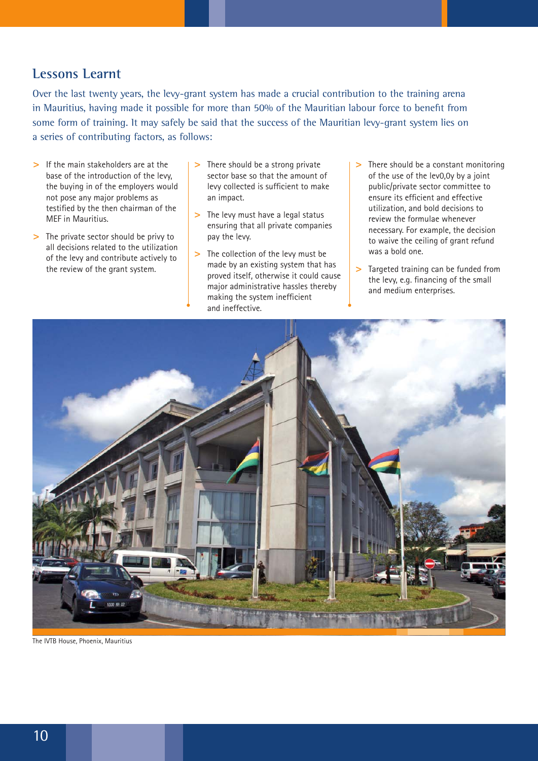## Lessons Learnt

Over the last twenty years, the levy-grant system has made a crucial contribution to the training arena in Mauritius, having made it possible for more than 50% of the Mauritian labour force to benefit from some form of training. It may safely be said that the success of the Mauritian levy-grant system lies on a series of contributing factors, as follows:

- If the main stakeholders are at the base of the introduction of the levy, the buying in of the employers would not pose any major problems as testified by the then chairman of the MEF in Mauritius.
- The private sector should be privy to all decisions related to the utilization of the levy and contribute actively to the review of the grant system.
- There should be a strong private sector base so that the amount of levy collected is sufficient to make an impact.
- The levy must have a legal status ensuring that all private companies pay the levy.
- The collection of the levy must be made by an existing system that has proved itself, otherwise it could cause major administrative hassles thereby making the system inefficient and ineffective.
- There should be a constant monitoring of the use of the lev0,0y by a joint public/private sector committee to ensure its efficient and effective utilization, and bold decisions to review the formulae whenever necessary. For example, the decision to waive the ceiling of grant refund was a bold one.
- Targeted training can be funded from the levy, e.g. financing of the small and medium enterprises.

The IVTB House, Phoenix, Mauritius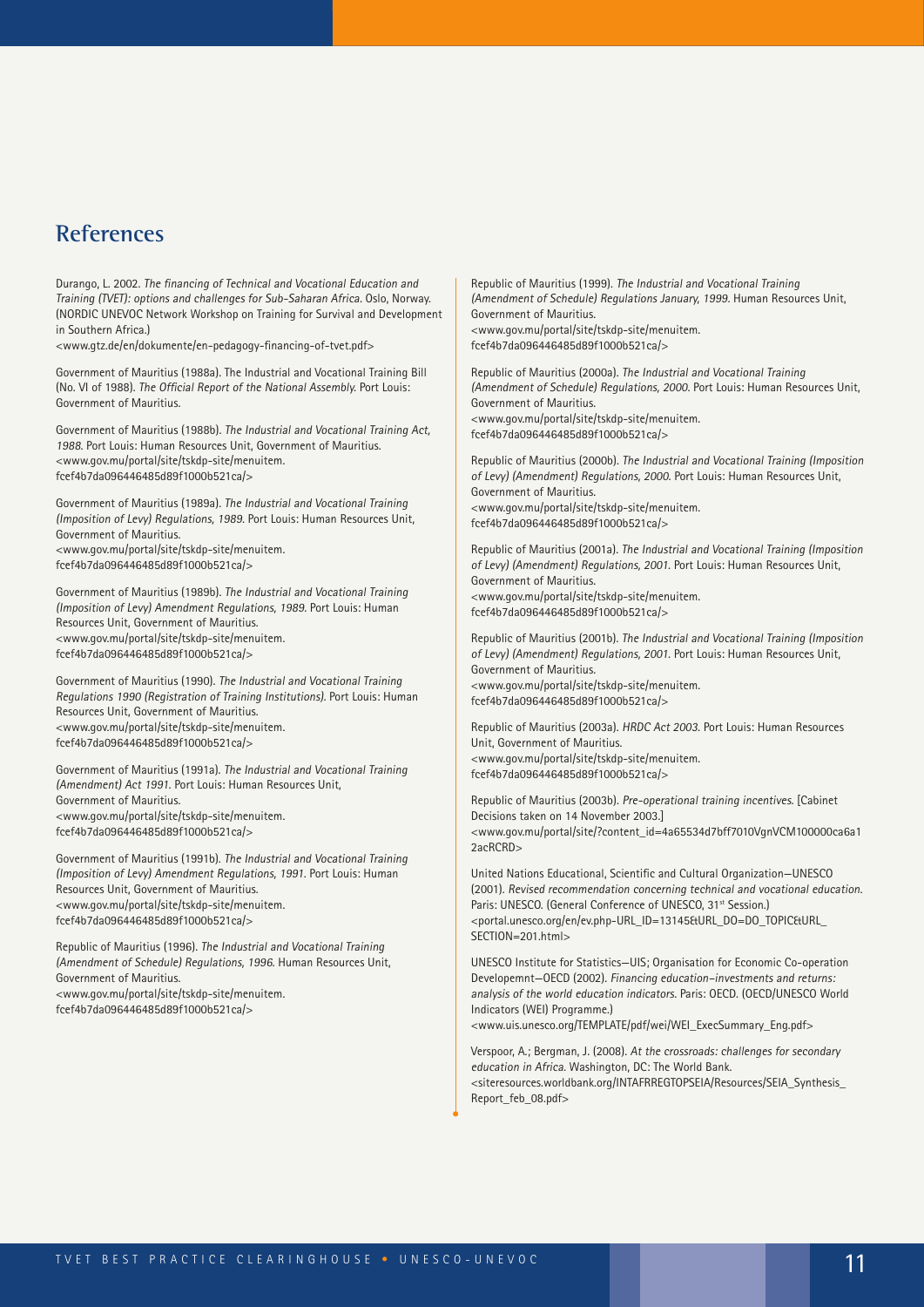## References

Durango, L. 2002. *The financing of Technical and Vocational Education and Training (TVET): options and challenges for Sub-Saharan Africa*. Oslo, Norway. (NORDIC UNEVOC Network Workshop on Training for Survival and Development in Southern Africa.)
<www.gtz.de/en/dokumente/en-pedagogy-financing-of-tvet.pdf>

Government of Mauritius (1988a). The Industrial and Vocational Training Bill (No. VI of 1988). *The Official Report of the National Assembly*. Port Louis: Government of Mauritius.

Government of Mauritius (1988b). *The Industrial and Vocational Training Act, 1988*. Port Louis: Human Resources Unit, Government of Mauritius.
<www.gov.mu/portal/site/tskdp-site/menuitem.fcef4b7da096446485d89f1000b521ca/>

Government of Mauritius (1989a). *The Industrial and Vocational Training (Imposition of Levy) Regulations, 1989*. Port Louis: Human Resources Unit, Government of Mauritius.
<www.gov.mu/portal/site/tskdp-site/menuitem.fcef4b7da096446485d89f1000b521ca/>

Government of Mauritius (1989b). *The Industrial and Vocational Training (Imposition of Levy) Amendment Regulations, 1989*. Port Louis: Human Resources Unit, Government of Mauritius.
<www.gov.mu/portal/site/tskdp-site/menuitem.fcef4b7da096446485d89f1000b521ca/>

Government of Mauritius (1990). *The Industrial and Vocational Training Regulations 1990 (Registration of Training Institutions)*. Port Louis: Human Resources Unit, Government of Mauritius.
<www.gov.mu/portal/site/tskdp-site/menuitem.fcef4b7da096446485d89f1000b521ca/>

Government of Mauritius (1991a). *The Industrial and Vocational Training (Amendment) Act 1991*. Port Louis: Human Resources Unit, Government of Mauritius.
<www.gov.mu/portal/site/tskdp-site/menuitem.fcef4b7da096446485d89f1000b521ca/>

Government of Mauritius (1991b). *The Industrial and Vocational Training (Imposition of Levy) Amendment Regulations, 1991*. Port Louis: Human Resources Unit, Government of Mauritius.
<www.gov.mu/portal/site/tskdp-site/menuitem.fcef4b7da096446485d89f1000b521ca/>

Republic of Mauritius (1996). *The Industrial and Vocational Training (Amendment of Schedule) Regulations, 1996*. Human Resources Unit, Government of Mauritius.
<www.gov.mu/portal/site/tskdp-site/menuitem.fcef4b7da096446485d89f1000b521ca/>

Republic of Mauritius (1999). *The Industrial and Vocational Training (Amendment of Schedule) Regulations January, 1999*. Human Resources Unit, Government of Mauritius.
<www.gov.mu/portal/site/tskdp-site/menuitem.fcef4b7da096446485d89f1000b521ca/>

Republic of Mauritius (2000a). *The Industrial and Vocational Training (Amendment of Schedule) Regulations, 2000*. Port Louis: Human Resources Unit, Government of Mauritius.
<www.gov.mu/portal/site/tskdp-site/menuitem.fcef4b7da096446485d89f1000b521ca/>

Republic of Mauritius (2000b). *The Industrial and Vocational Training (Imposition of Levy) (Amendment) Regulations, 2000*. Port Louis: Human Resources Unit, Government of Mauritius.
<www.gov.mu/portal/site/tskdp-site/menuitem.fcef4b7da096446485d89f1000b521ca/>

Republic of Mauritius (2001a). *The Industrial and Vocational Training (Imposition of Levy) (Amendment) Regulations, 2001*. Port Louis: Human Resources Unit, Government of Mauritius.
<www.gov.mu/portal/site/tskdp-site/menuitem.fcef4b7da096446485d89f1000b521ca/>

Republic of Mauritius (2001b). *The Industrial and Vocational Training (Imposition of Levy) (Amendment) Regulations, 2001*. Port Louis: Human Resources Unit, Government of Mauritius.
<www.gov.mu/portal/site/tskdp-site/menuitem.fcef4b7da096446485d89f1000b521ca/>

Republic of Mauritius (2003a). *HRDC Act 2003*. Port Louis: Human Resources Unit, Government of Mauritius.
<www.gov.mu/portal/site/tskdp-site/menuitem.fcef4b7da096446485d89f1000b521ca/>

Republic of Mauritius (2003b). *Pre-operational training incentives*. [Cabinet Decisions taken on 14 November 2003.]
<www.gov.mu/portal/site/?content_id=4a65534d7bff7010VgnVCM100000ca6a12acRCRD>

United Nations Educational, Scientific and Cultural Organization–UNESCO (2001). *Revised recommendation concerning technical and vocational education*. Paris: UNESCO. (General Conference of UNESCO, 31st Session.)
<portal.unesco.org/en/ev.php-URL_ID=13145&URL_DO=DO_TOPIC&URL_SECTION=201.html>

UNESCO Institute for Statistics–UIS; Organisation for Economic Co-operation Developemnt–OECD (2002). *Financing education–investments and returns: analysis of the world education indicators*. Paris: OECD. (OECD/UNESCO World Indicators (WEI) Programme.)
<www.uis.unesco.org/TEMPLATE/pdf/wei/WEI_ExecSummary_Eng.pdf>

Verspoor, A.; Bergman, J. (2008). *At the crossroads: challenges for secondary education in Africa*. Washington, DC: The World Bank.
<siteresources.worldbank.org/INTAFRREGTOPSEIA/Resources/SEIA_Synthesis_Report_feb_08.pdf>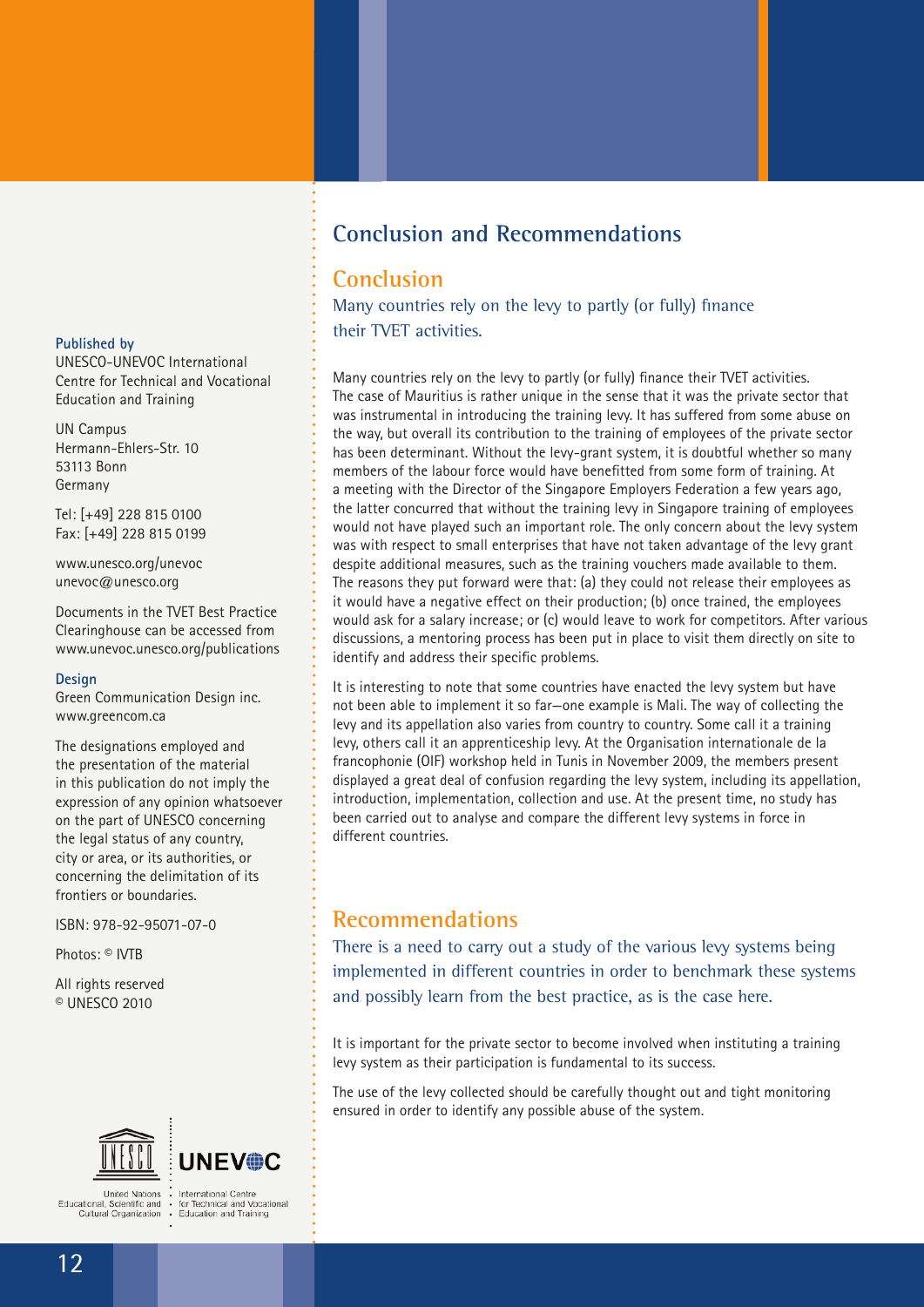# Conclusion and Recommendations

## Conclusion

Many countries rely on the levy to partly (or fully) finance their TVET activities.

Many countries rely on the levy to partly (or fully) finance their TVET activities. The case of Mauritius is rather unique in the sense that it was the private sector that was instrumental in introducing the training levy. It has suffered from some abuse on the way, but overall its contribution to the training of employees of the private sector has been determinant. Without the levy-grant system, it is doubtful whether so many members of the labour force would have benefitted from some form of training. At a meeting with the Director of the Singapore Employers Federation a few years ago, the latter concurred that without the training levy in Singapore training of employees would not have played such an important role. The only concern about the levy system was with respect to small enterprises that have not taken advantage of the levy grant despite additional measures, such as the training vouchers made available to them. The reasons they put forward were that: (a) they could not release their employees as it would have a negative effect on their production; (b) once trained, the employees would ask for a salary increase; or (c) would leave to work for competitors. After various discussions, a mentoring process has been put in place to visit them directly on site to identify and address their specific problems.

It is interesting to note that some countries have enacted the levy system but have not been able to implement it so far—one example is Mali. The way of collecting the levy and its appellation also varies from country to country. Some call it a training levy, others call it an apprenticeship levy. At the Organisation internationale de la francophonie (OIF) workshop held in Tunis in November 2009, the members present displayed a great deal of confusion regarding the levy system, including its appellation, introduction, implementation, collection and use. At the present time, no study has been carried out to analyse and compare the different levy systems in force in different countries.

## Recommendations

There is a need to carry out a study of the various levy systems being implemented in different countries in order to benchmark these systems and possibly learn from the best practice, as is the case here.

It is important for the private sector to become involved when instituting a training levy system as their participation is fundamental to its success.

The use of the levy collected should be carefully thought out and tight monitoring ensured in order to identify any possible abuse of the system.

**Published by**
UNESCO-UNEVOC International Centre for Technical and Vocational Education and Training

UN Campus
Hermann-Ehlers-Str. 10
53113 Bonn
Germany

Tel: [+49] 228 815 0100
Fax: [+49] 228 815 0199

www.unesco.org/unevoc
unevoc@unesco.org

Documents in the TVET Best Practice Clearinghouse can be accessed from www.unevoc.unesco.org/publications

**Design**
Green Communication Design inc.
www.greencom.ca

The designations employed and the presentation of the material in this publication do not imply the expression of any opinion whatsoever on the part of UNESCO concerning the legal status of any country, city or area, or its authorities, or concerning the delimitation of its frontiers or boundaries.

ISBN: 978-92-95071-07-0

Photos: © IVTB

All rights reserved
© UNESCO 2010

UNESCO — United Nations Educational, Scientific and Cultural Organization
UNEVOC — International Centre for Technical and Vocational Education and Training